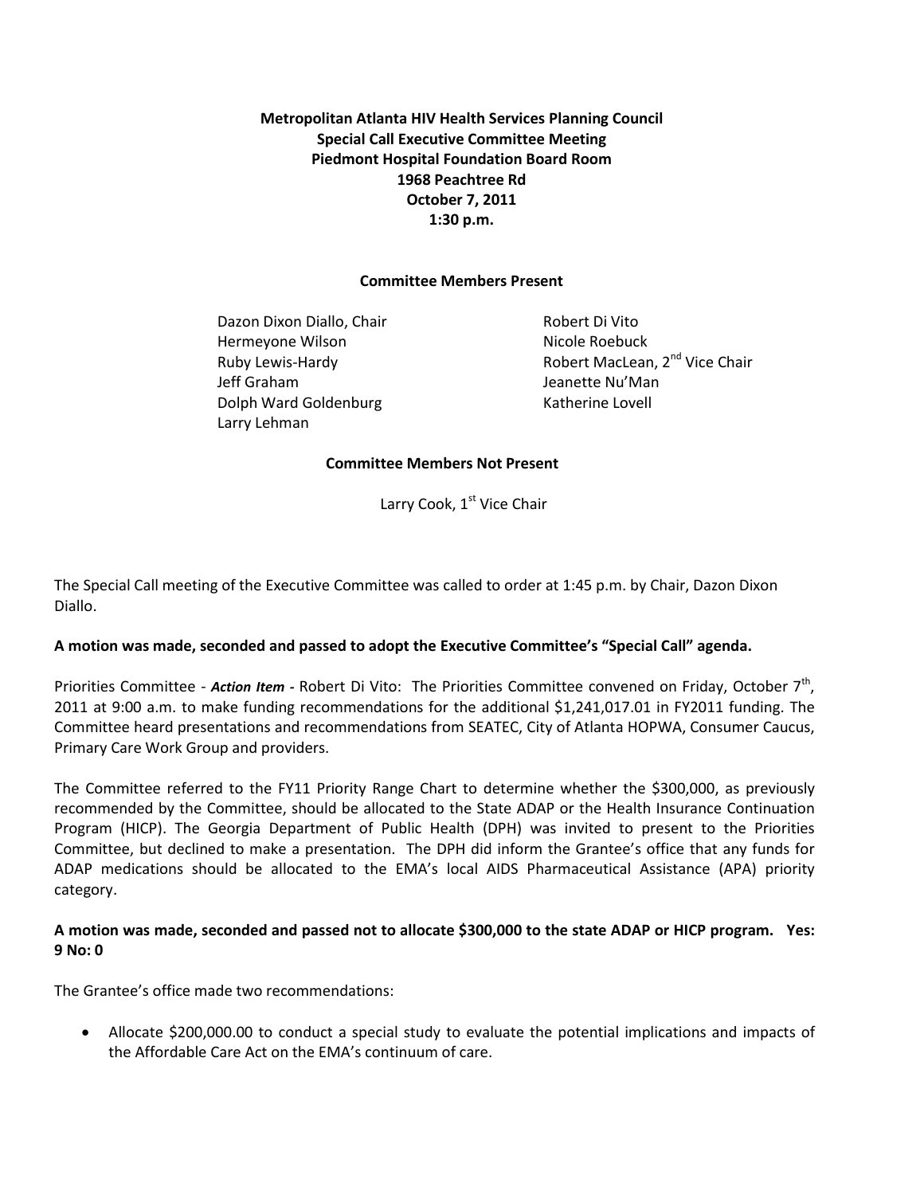**Metropolitan Atlanta HIV Health Services Planning Council**
**Special Call Executive Committee Meeting**
**Piedmont Hospital Foundation Board Room**
**1968 Peachtree Rd**
**October 7, 2011**
**1:30 p.m.**

**Committee Members Present**

Dazon Dixon Diallo, Chair
Hermeyone Wilson
Ruby Lewis-Hardy
Jeff Graham
Dolph Ward Goldenburg
Larry Lehman
Robert Di Vito
Nicole Roebuck
Robert MacLean, 2nd Vice Chair
Jeanette Nu'Man
Katherine Lovell

**Committee Members Not Present**

Larry Cook, 1st Vice Chair

The Special Call meeting of the Executive Committee was called to order at 1:45 p.m. by Chair, Dazon Dixon Diallo.

**A motion was made, seconded and passed to adopt the Executive Committee's "Special Call" agenda.**

Priorities Committee - ***Action Item -*** Robert Di Vito: The Priorities Committee convened on Friday, October 7th, 2011 at 9:00 a.m. to make funding recommendations for the additional $1,241,017.01 in FY2011 funding. The Committee heard presentations and recommendations from SEATEC, City of Atlanta HOPWA, Consumer Caucus, Primary Care Work Group and providers.

The Committee referred to the FY11 Priority Range Chart to determine whether the $300,000, as previously recommended by the Committee, should be allocated to the State ADAP or the Health Insurance Continuation Program (HICP). The Georgia Department of Public Health (DPH) was invited to present to the Priorities Committee, but declined to make a presentation. The DPH did inform the Grantee's office that any funds for ADAP medications should be allocated to the EMA's local AIDS Pharmaceutical Assistance (APA) priority category.

**A motion was made, seconded and passed not to allocate $300,000 to the state ADAP or HICP program. Yes: 9 No: 0**

The Grantee's office made two recommendations:

- Allocate $200,000.00 to conduct a special study to evaluate the potential implications and impacts of the Affordable Care Act on the EMA's continuum of care.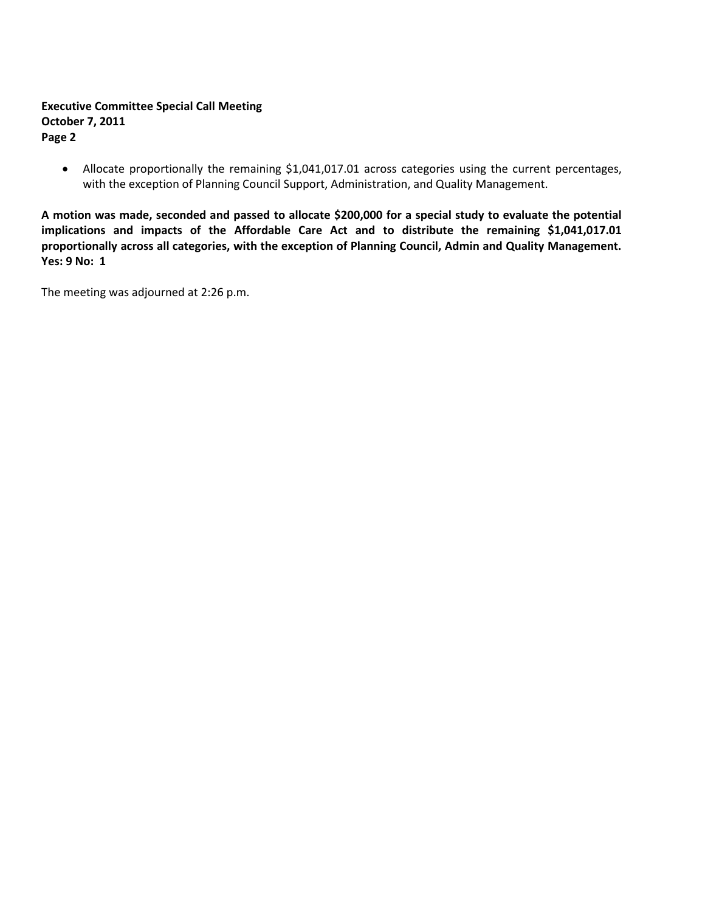- Allocate proportionally the remaining $1,041,017.01 across categories using the current percentages, with the exception of Planning Council Support, Administration, and Quality Management.

**A motion was made, seconded and passed to allocate $200,000 for a special study to evaluate the potential implications and impacts of the Affordable Care Act and to distribute the remaining $1,041,017.01 proportionally across all categories, with the exception of Planning Council, Admin and Quality Management. Yes: 9 No: 1**

The meeting was adjourned at 2:26 p.m.